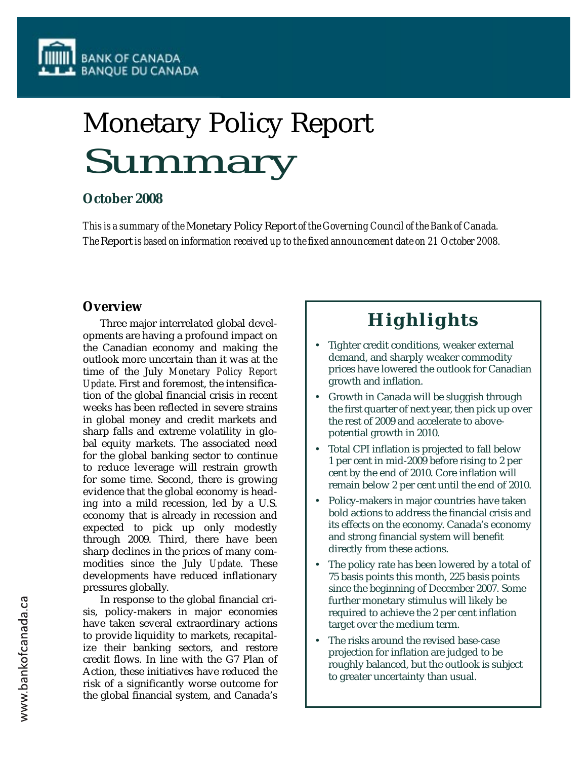BANK OF CANADA
BANQUE DU CANADA

# Monetary Policy Report Summary

**October 2008**

*This is a summary of the* Monetary Policy Report *of the Governing Council of the Bank of Canada. The* Report *is based on information received up to the fixed announcement date on 21 October 2008.*

## Highlights

- Tighter credit conditions, weaker external demand, and sharply weaker commodity prices have lowered the outlook for Canadian growth and inflation.
- Growth in Canada will be sluggish through the first quarter of next year, then pick up over the rest of 2009 and accelerate to above-potential growth in 2010.
- Total CPI inflation is projected to fall below 1 per cent in mid-2009 before rising to 2 per cent by the end of 2010. Core inflation will remain below 2 per cent until the end of 2010.
- Policy-makers in major countries have taken bold actions to address the financial crisis and its effects on the economy. Canada's economy and strong financial system will benefit directly from these actions.
- The policy rate has been lowered by a total of 75 basis points this month, 225 basis points since the beginning of December 2007. Some further monetary stimulus will likely be required to achieve the 2 per cent inflation target over the medium term.
- The risks around the revised base-case projection for inflation are judged to be roughly balanced, but the outlook is subject to greater uncertainty than usual.

## Overview

Three major interrelated global developments are having a profound impact on the Canadian economy and making the outlook more uncertain than it was at the time of the July *Monetary Policy Report Update*. First and foremost, the intensification of the global financial crisis in recent weeks has been reflected in severe strains in global money and credit markets and sharp falls and extreme volatility in global equity markets. The associated need for the global banking sector to continue to reduce leverage will restrain growth for some time. Second, there is growing evidence that the global economy is heading into a mild recession, led by a U.S. economy that is already in recession and expected to pick up only modestly through 2009. Third, there have been sharp declines in the prices of many commodities since the July *Update*. These developments have reduced inflationary pressures globally.

In response to the global financial crisis, policy-makers in major economies have taken several extraordinary actions to provide liquidity to markets, recapitalize their banking sectors, and restore credit flows. In line with the G7 Plan of Action, these initiatives have reduced the risk of a significantly worse outcome for the global financial system, and Canada's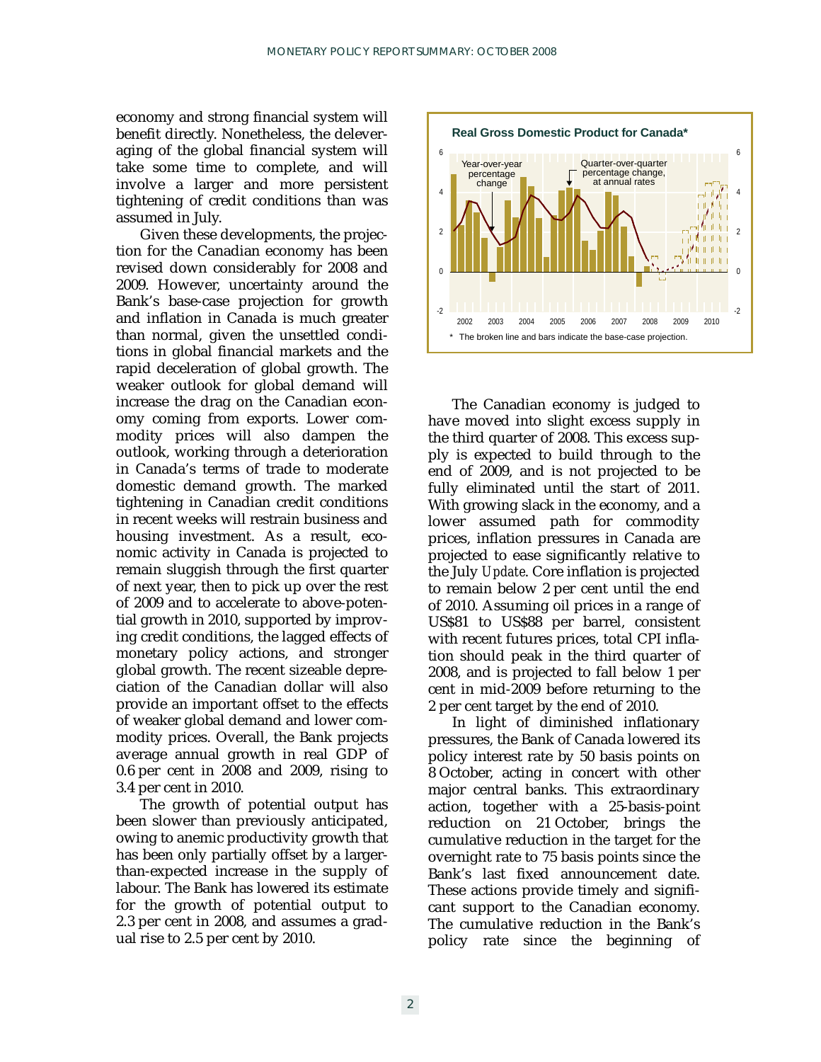economy and strong financial system will benefit directly. Nonetheless, the deleveraging of the global financial system will take some time to complete, and will involve a larger and more persistent tightening of credit conditions than was assumed in July.

Given these developments, the projection for the Canadian economy has been revised down considerably for 2008 and 2009. However, uncertainty around the Bank's base-case projection for growth and inflation in Canada is much greater than normal, given the unsettled conditions in global financial markets and the rapid deceleration of global growth. The weaker outlook for global demand will increase the drag on the Canadian economy coming from exports. Lower commodity prices will also dampen the outlook, working through a deterioration in Canada's terms of trade to moderate domestic demand growth. The marked tightening in Canadian credit conditions in recent weeks will restrain business and housing investment. As a result, economic activity in Canada is projected to remain sluggish through the first quarter of next year, then to pick up over the rest of 2009 and to accelerate to above-potential growth in 2010, supported by improving credit conditions, the lagged effects of monetary policy actions, and stronger global growth. The recent sizeable depreciation of the Canadian dollar will also provide an important offset to the effects of weaker global demand and lower commodity prices. Overall, the Bank projects average annual growth in real GDP of 0.6 per cent in 2008 and 2009, rising to 3.4 per cent in 2010.

The growth of potential output has been slower than previously anticipated, owing to anemic productivity growth that has been only partially offset by a larger-than-expected increase in the supply of labour. The Bank has lowered its estimate for the growth of potential output to 2.3 per cent in 2008, and assumes a gradual rise to 2.5 per cent by 2010.

**Real Gross Domestic Product for Canada***

Year-over-year percentage change; Quarter-over-quarter percentage change, at annual rates

\* The broken line and bars indicate the base-case projection.

The Canadian economy is judged to have moved into slight excess supply in the third quarter of 2008. This excess supply is expected to build through to the end of 2009, and is not projected to be fully eliminated until the start of 2011. With growing slack in the economy, and a lower assumed path for commodity prices, inflation pressures in Canada are projected to ease significantly relative to the July *Update*. Core inflation is projected to remain below 2 per cent until the end of 2010. Assuming oil prices in a range of US$81 to US$88 per barrel, consistent with recent futures prices, total CPI inflation should peak in the third quarter of 2008, and is projected to fall below 1 per cent in mid-2009 before returning to the 2 per cent target by the end of 2010.

In light of diminished inflationary pressures, the Bank of Canada lowered its policy interest rate by 50 basis points on 8 October, acting in concert with other major central banks. This extraordinary action, together with a 25-basis-point reduction on 21 October, brings the cumulative reduction in the target for the overnight rate to 75 basis points since the Bank's last fixed announcement date. These actions provide timely and significant support to the Canadian economy. The cumulative reduction in the Bank's policy rate since the beginning of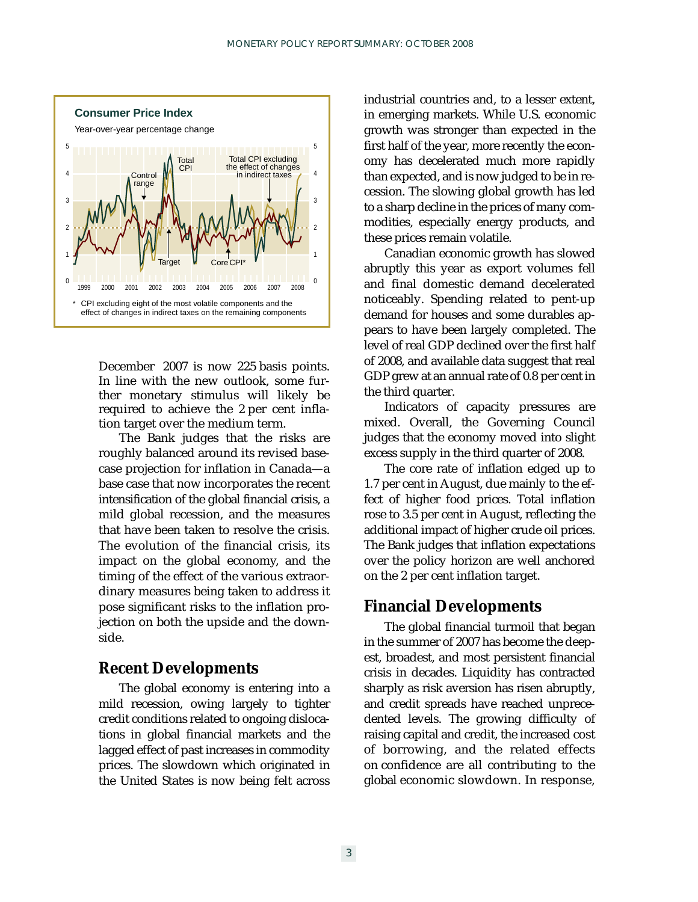**Consumer Price Index**

Year-over-year percentage change

\* CPI excluding eight of the most volatile components and the effect of changes in indirect taxes on the remaining components

December 2007 is now 225 basis points. In line with the new outlook, some further monetary stimulus will likely be required to achieve the 2 per cent inflation target over the medium term.

The Bank judges that the risks are roughly balanced around its revised base-case projection for inflation in Canada—a base case that now incorporates the recent intensification of the global financial crisis, a mild global recession, and the measures that have been taken to resolve the crisis. The evolution of the financial crisis, its impact on the global economy, and the timing of the effect of the various extraordinary measures being taken to address it pose significant risks to the inflation projection on both the upside and the downside.

## Recent Developments

The global economy is entering into a mild recession, owing largely to tighter credit conditions related to ongoing dislocations in global financial markets and the lagged effect of past increases in commodity prices. The slowdown which originated in the United States is now being felt across industrial countries and, to a lesser extent, in emerging markets. While U.S. economic growth was stronger than expected in the first half of the year, more recently the economy has decelerated much more rapidly than expected, and is now judged to be in recession. The slowing global growth has led to a sharp decline in the prices of many commodities, especially energy products, and these prices remain volatile.

Canadian economic growth has slowed abruptly this year as export volumes fell and final domestic demand decelerated noticeably. Spending related to pent-up demand for houses and some durables appears to have been largely completed. The level of real GDP declined over the first half of 2008, and available data suggest that real GDP grew at an annual rate of 0.8 per cent in the third quarter.

Indicators of capacity pressures are mixed. Overall, the Governing Council judges that the economy moved into slight excess supply in the third quarter of 2008.

The core rate of inflation edged up to 1.7 per cent in August, due mainly to the effect of higher food prices. Total inflation rose to 3.5 per cent in August, reflecting the additional impact of higher crude oil prices. The Bank judges that inflation expectations over the policy horizon are well anchored on the 2 per cent inflation target.

## Financial Developments

The global financial turmoil that began in the summer of 2007 has become the deepest, broadest, and most persistent financial crisis in decades. Liquidity has contracted sharply as risk aversion has risen abruptly, and credit spreads have reached unprecedented levels. The growing difficulty of raising capital and credit, the increased cost of borrowing, and the related effects on confidence are all contributing to the global economic slowdown. In response,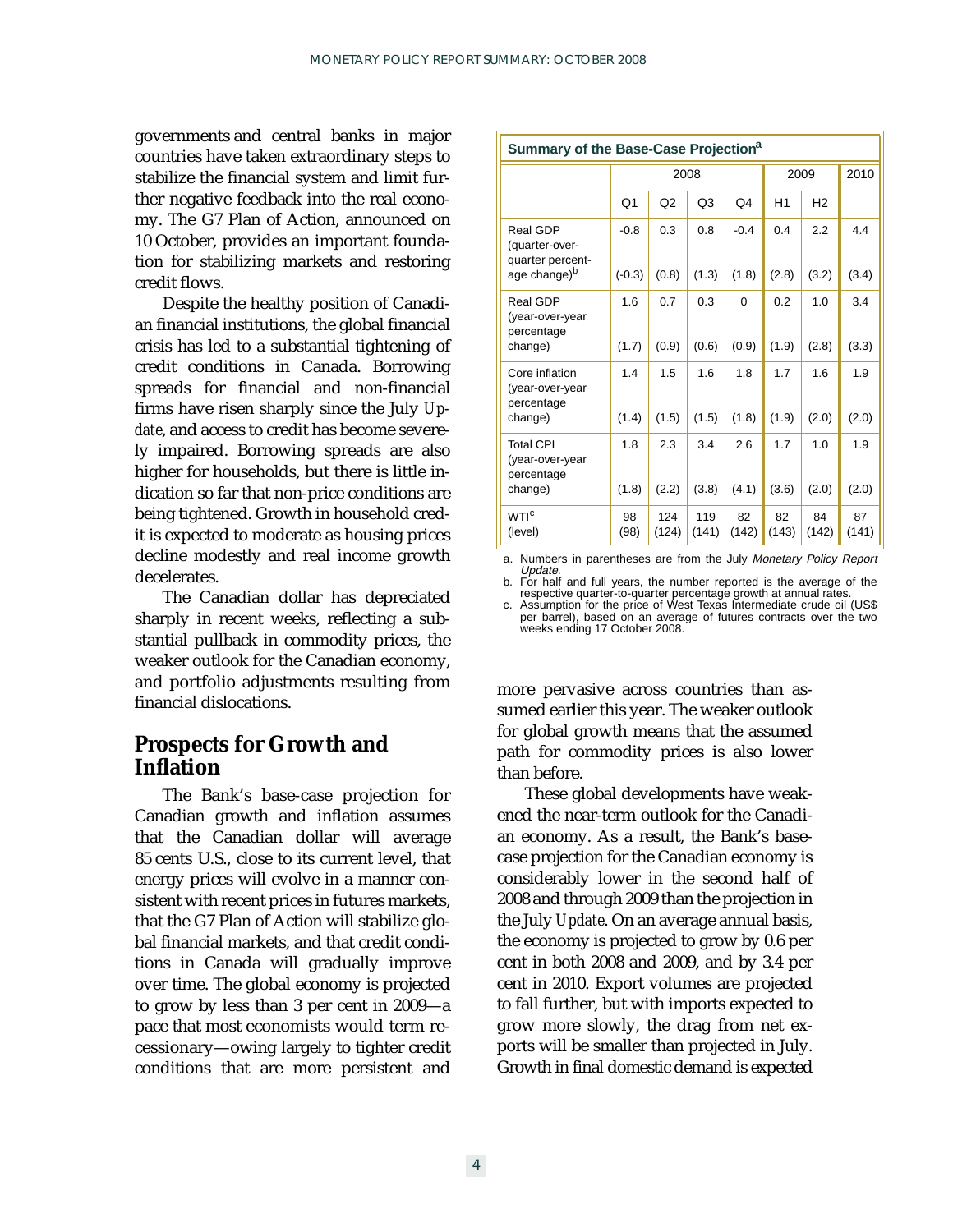governments and central banks in major countries have taken extraordinary steps to stabilize the financial system and limit further negative feedback into the real economy. The G7 Plan of Action, announced on 10 October, provides an important foundation for stabilizing markets and restoring credit flows.

Despite the healthy position of Canadian financial institutions, the global financial crisis has led to a substantial tightening of credit conditions in Canada. Borrowing spreads for financial and non-financial firms have risen sharply since the July *Update*, and access to credit has become severely impaired. Borrowing spreads are also higher for households, but there is little indication so far that non-price conditions are being tightened. Growth in household credit is expected to moderate as housing prices decline modestly and real income growth decelerates.

The Canadian dollar has depreciated sharply in recent weeks, reflecting a substantial pullback in commodity prices, the weaker outlook for the Canadian economy, and portfolio adjustments resulting from financial dislocations.

## Prospects for Growth and Inflation

The Bank's base-case projection for Canadian growth and inflation assumes that the Canadian dollar will average 85 cents U.S., close to its current level, that energy prices will evolve in a manner consistent with recent prices in futures markets, that the G7 Plan of Action will stabilize global financial markets, and that credit conditions in Canada will gradually improve over time. The global economy is projected to grow by less than 3 per cent in 2009—a pace that most economists would term recessionary—owing largely to tighter credit conditions that are more persistent and more pervasive across countries than assumed earlier this year. The weaker outlook for global growth means that the assumed path for commodity prices is also lower than before.

These global developments have weakened the near-term outlook for the Canadian economy. As a result, the Bank's base-case projection for the Canadian economy is considerably lower in the second half of 2008 and through 2009 than the projection in the July *Update*. On an average annual basis, the economy is projected to grow by 0.6 per cent in both 2008 and 2009, and by 3.4 per cent in 2010. Export volumes are projected to fall further, but with imports expected to grow more slowly, the drag from net exports will be smaller than projected in July. Growth in final domestic demand is expected

**Summary of the Base-Case Projection[a]**

| | 2008 | | | | 2009 | | 2010 |
|---|---|---|---|---|---|---|---|
| | Q1 | Q2 | Q3 | Q4 | H1 | H2 | |
| Real GDP (quarter-over-quarter percentage change)[b] | -0.8 (-0.3) | 0.3 (0.8) | 0.8 (1.3) | -0.4 (1.8) | 0.4 (2.8) | 2.2 (3.2) | 4.4 (3.4) |
| Real GDP (year-over-year percentage change) | 1.6 (1.7) | 0.7 (0.9) | 0.3 (0.6) | 0 (0.9) | 0.2 (1.9) | 1.0 (2.8) | 3.4 (3.3) |
| Core inflation (year-over-year percentage change) | 1.4 (1.4) | 1.5 (1.5) | 1.6 (1.5) | 1.8 (1.8) | 1.7 (1.9) | 1.6 (2.0) | 1.9 (2.0) |
| Total CPI (year-over-year percentage change) | 1.8 (1.8) | 2.3 (2.2) | 3.4 (3.8) | 2.6 (4.1) | 1.7 (3.6) | 1.0 (2.0) | 1.9 (2.0) |
| WTI[c] (level) | 98 (98) | 124 (124) | 119 (141) | 82 (142) | 82 (143) | 84 (142) | 87 (141) |

a. Numbers in parentheses are from the July *Monetary Policy Report Update*.
b. For half and full years, the number reported is the average of the respective quarter-to-quarter percentage growth at annual rates.
c. Assumption for the price of West Texas Intermediate crude oil (US$ per barrel), based on an average of futures contracts over the two weeks ending 17 October 2008.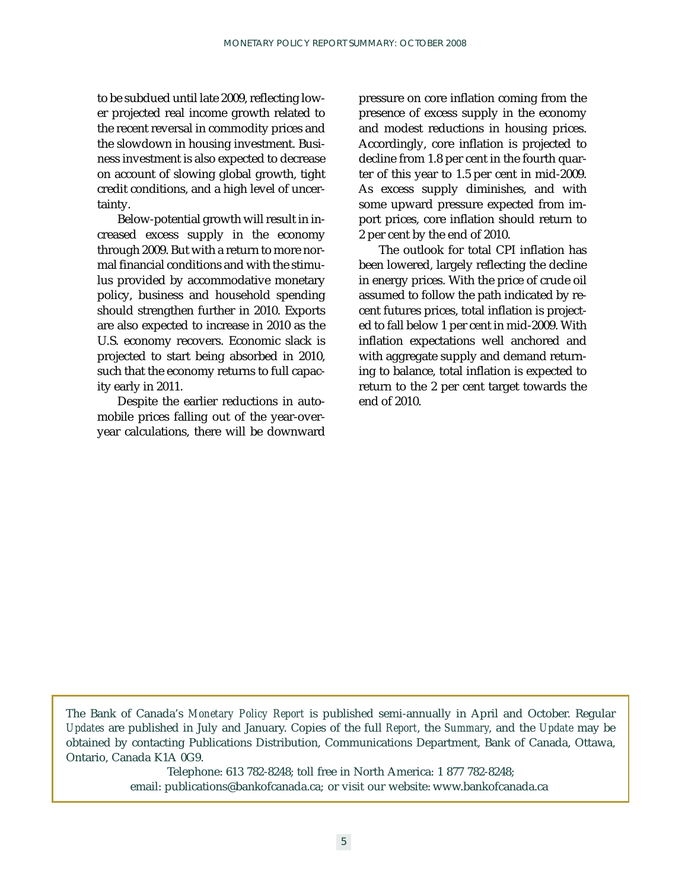to be subdued until late 2009, reflecting lower projected real income growth related to the recent reversal in commodity prices and the slowdown in housing investment. Business investment is also expected to decrease on account of slowing global growth, tight credit conditions, and a high level of uncertainty.

Below-potential growth will result in increased excess supply in the economy through 2009. But with a return to more normal financial conditions and with the stimulus provided by accommodative monetary policy, business and household spending should strengthen further in 2010. Exports are also expected to increase in 2010 as the U.S. economy recovers. Economic slack is projected to start being absorbed in 2010, such that the economy returns to full capacity early in 2011.

Despite the earlier reductions in automobile prices falling out of the year-over-year calculations, there will be downward pressure on core inflation coming from the presence of excess supply in the economy and modest reductions in housing prices. Accordingly, core inflation is projected to decline from 1.8 per cent in the fourth quarter of this year to 1.5 per cent in mid-2009. As excess supply diminishes, and with some upward pressure expected from import prices, core inflation should return to 2 per cent by the end of 2010.

The outlook for total CPI inflation has been lowered, largely reflecting the decline in energy prices. With the price of crude oil assumed to follow the path indicated by recent futures prices, total inflation is projected to fall below 1 per cent in mid-2009. With inflation expectations well anchored and with aggregate supply and demand returning to balance, total inflation is expected to return to the 2 per cent target towards the end of 2010.

The Bank of Canada's *Monetary Policy Report* is published semi-annually in April and October. Regular *Updates* are published in July and January. Copies of the full *Report*, the *Summary*, and the *Update* may be obtained by contacting Publications Distribution, Communications Department, Bank of Canada, Ottawa, Ontario, Canada K1A 0G9.

Telephone: 613 782-8248; toll free in North America: 1 877 782-8248;
email: publications@bankofcanada.ca; or visit our website: www.bankofcanada.ca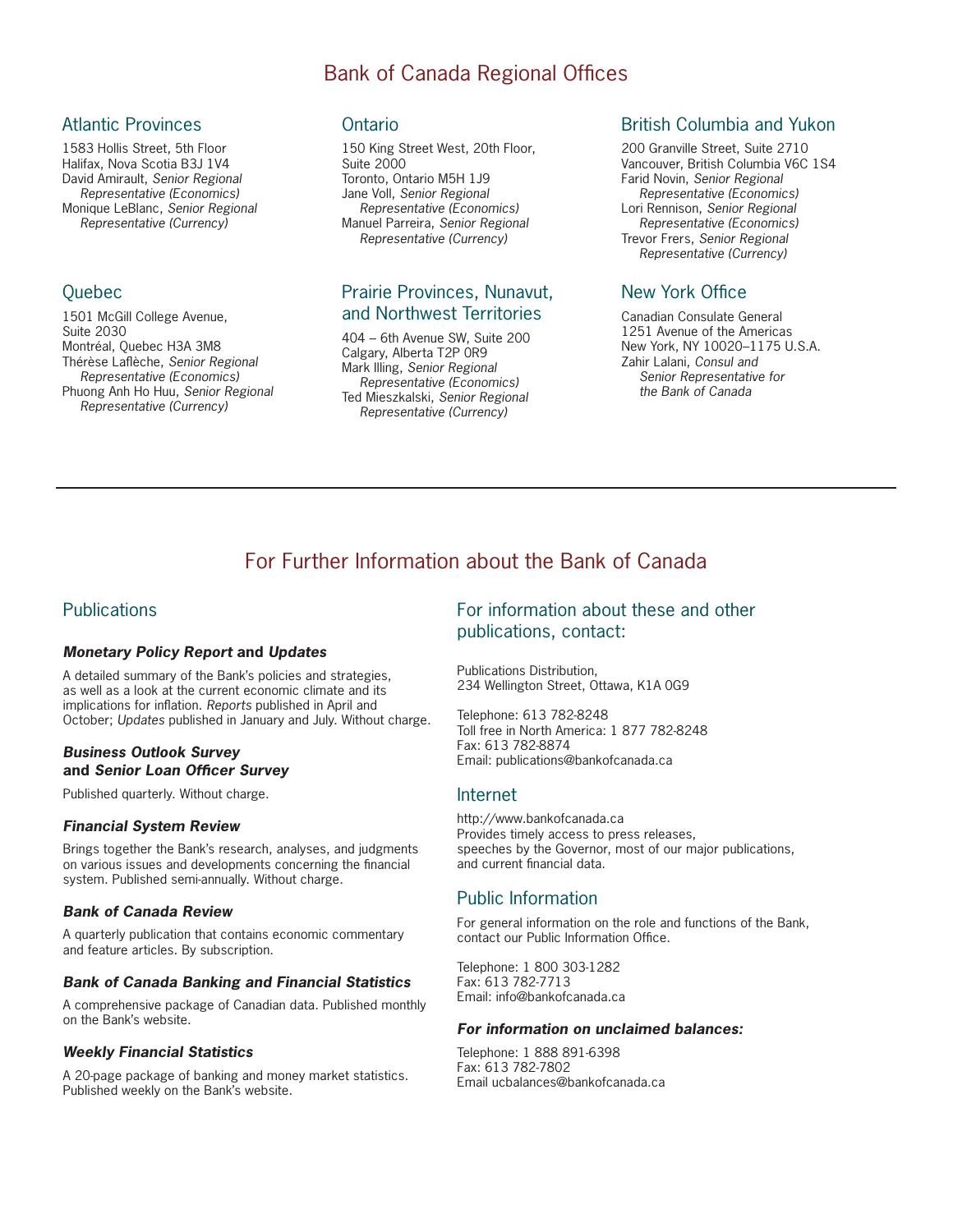# Bank of Canada Regional Offices

## Atlantic Provinces

1583 Hollis Street, 5th Floor
Halifax, Nova Scotia B3J 1V4
David Amirault, *Senior Regional Representative (Economics)*
Monique LeBlanc, *Senior Regional Representative (Currency)*

## Quebec

1501 McGill College Avenue,
Suite 2030
Montréal, Quebec H3A 3M8
Thérèse Laflèche, *Senior Regional Representative (Economics)*
Phuong Anh Ho Huu, *Senior Regional Representative (Currency)*

## Ontario

150 King Street West, 20th Floor,
Suite 2000
Toronto, Ontario M5H 1J9
Jane Voll, *Senior Regional Representative (Economics)*
Manuel Parreira, *Senior Regional Representative (Currency)*

## Prairie Provinces, Nunavut, and Northwest Territories

404 – 6th Avenue SW, Suite 200
Calgary, Alberta T2P 0R9
Mark Illing, *Senior Regional Representative (Economics)*
Ted Mieszkalski, *Senior Regional Representative (Currency)*

## British Columbia and Yukon

200 Granville Street, Suite 2710
Vancouver, British Columbia V6C 1S4
Farid Novin, *Senior Regional Representative (Economics)*
Lori Rennison, *Senior Regional Representative (Economics)*
Trevor Frers, *Senior Regional Representative (Currency)*

## New York Office

Canadian Consulate General
1251 Avenue of the Americas
New York, NY 10020–1175 U.S.A.
Zahir Lalani, *Consul and Senior Representative for the Bank of Canada*

---

# For Further Information about the Bank of Canada

## Publications

***Monetary Policy Report* and *Updates***

A detailed summary of the Bank's policies and strategies, as well as a look at the current economic climate and its implications for inflation. *Reports* published in April and October; *Updates* published in January and July. Without charge.

***Business Outlook Survey* and *Senior Loan Officer Survey***

Published quarterly. Without charge.

***Financial System Review***

Brings together the Bank's research, analyses, and judgments on various issues and developments concerning the financial system. Published semi-annually. Without charge.

***Bank of Canada Review***

A quarterly publication that contains economic commentary and feature articles. By subscription.

***Bank of Canada Banking and Financial Statistics***

A comprehensive package of Canadian data. Published monthly on the Bank's website.

***Weekly Financial Statistics***

A 20-page package of banking and money market statistics. Published weekly on the Bank's website.

## For information about these and other publications, contact:

Publications Distribution,
234 Wellington Street, Ottawa, K1A 0G9

Telephone: 613 782-8248
Toll free in North America: 1 877 782-8248
Fax: 613 782-8874
Email: publications@bankofcanada.ca

## Internet

http://www.bankofcanada.ca
Provides timely access to press releases, speeches by the Governor, most of our major publications, and current financial data.

## Public Information

For general information on the role and functions of the Bank, contact our Public Information Office.

Telephone: 1 800 303-1282
Fax: 613 782-7713
Email: info@bankofcanada.ca

***For information on unclaimed balances:***

Telephone: 1 888 891-6398
Fax: 613 782-7802
Email ucbalances@bankofcanada.ca